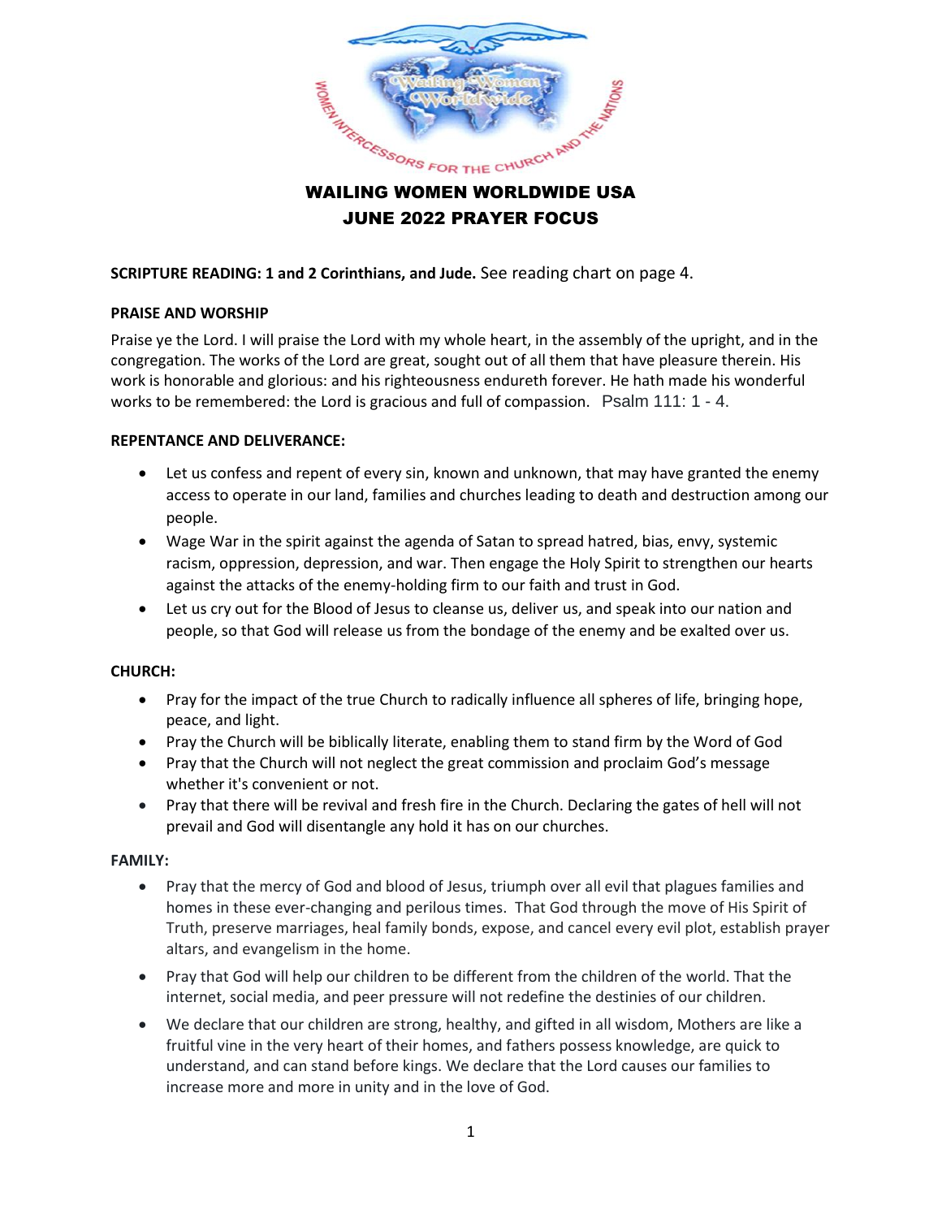# WAILING WOMEN WORLDWIDE USA
## JUNE 2022 PRAYER FOCUS

**SCRIPTURE READING: 1 and 2 Corinthians, and Jude.** See reading chart on page 4.

### PRAISE AND WORSHIP

Praise ye the Lord. I will praise the Lord with my whole heart, in the assembly of the upright, and in the congregation. The works of the Lord are great, sought out of all them that have pleasure therein. His work is honorable and glorious: and his righteousness endureth forever. He hath made his wonderful works to be remembered: the Lord is gracious and full of compassion. Psalm 111: 1 - 4.

### REPENTANCE AND DELIVERANCE:

- Let us confess and repent of every sin, known and unknown, that may have granted the enemy access to operate in our land, families and churches leading to death and destruction among our people.
- Wage War in the spirit against the agenda of Satan to spread hatred, bias, envy, systemic racism, oppression, depression, and war. Then engage the Holy Spirit to strengthen our hearts against the attacks of the enemy-holding firm to our faith and trust in God.
- Let us cry out for the Blood of Jesus to cleanse us, deliver us, and speak into our nation and people, so that God will release us from the bondage of the enemy and be exalted over us.

### CHURCH:

- Pray for the impact of the true Church to radically influence all spheres of life, bringing hope, peace, and light.
- Pray the Church will be biblically literate, enabling them to stand firm by the Word of God
- Pray that the Church will not neglect the great commission and proclaim God's message whether it's convenient or not.
- Pray that there will be revival and fresh fire in the Church. Declaring the gates of hell will not prevail and God will disentangle any hold it has on our churches.

### FAMILY:

- Pray that the mercy of God and blood of Jesus, triumph over all evil that plagues families and homes in these ever-changing and perilous times. That God through the move of His Spirit of Truth, preserve marriages, heal family bonds, expose, and cancel every evil plot, establish prayer altars, and evangelism in the home.
- Pray that God will help our children to be different from the children of the world. That the internet, social media, and peer pressure will not redefine the destinies of our children.
- We declare that our children are strong, healthy, and gifted in all wisdom, Mothers are like a fruitful vine in the very heart of their homes, and fathers possess knowledge, are quick to understand, and can stand before kings. We declare that the Lord causes our families to increase more and more in unity and in the love of God.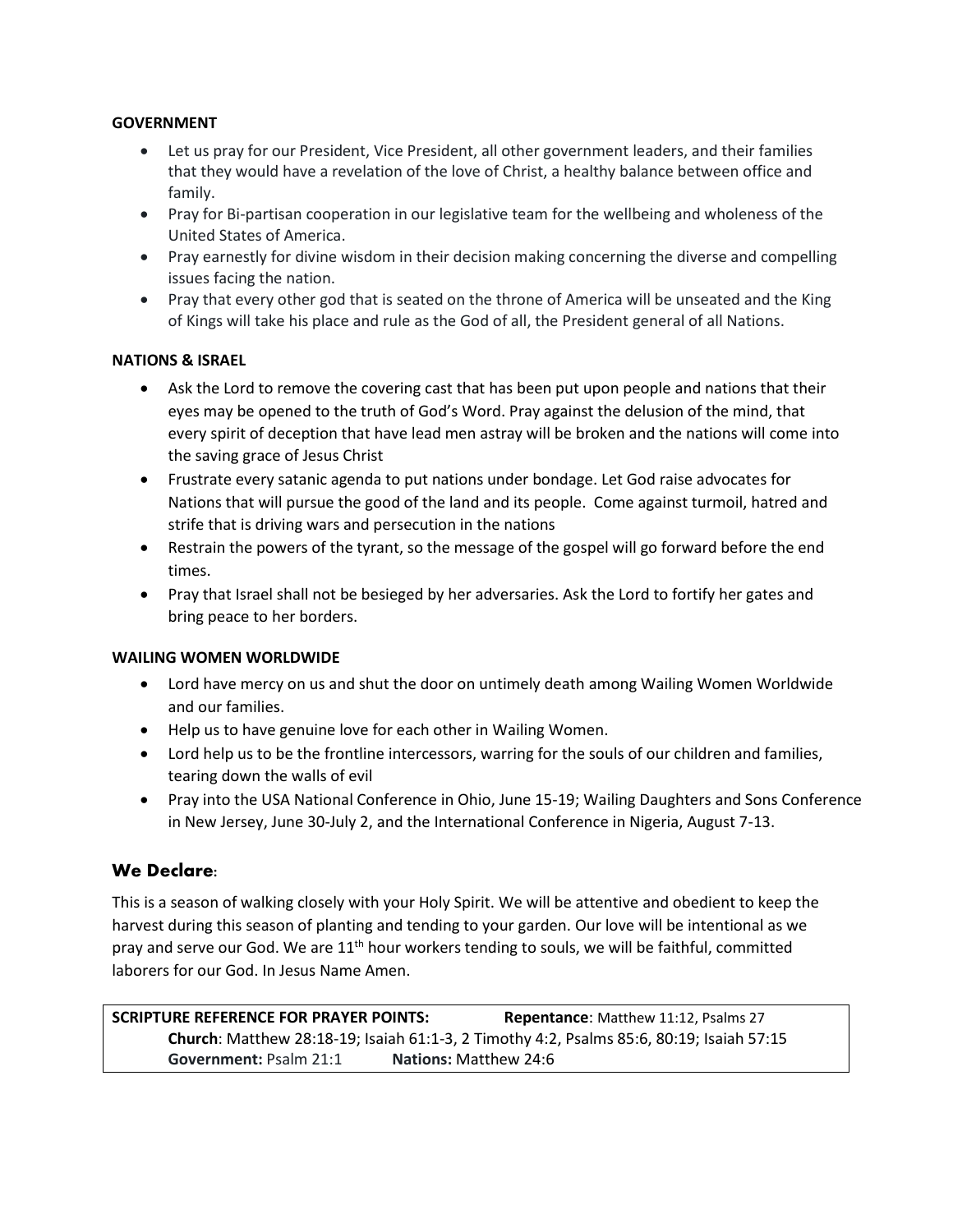**GOVERNMENT**

- Let us pray for our President, Vice President, all other government leaders, and their families that they would have a revelation of the love of Christ, a healthy balance between office and family.
- Pray for Bi-partisan cooperation in our legislative team for the wellbeing and wholeness of the United States of America.
- Pray earnestly for divine wisdom in their decision making concerning the diverse and compelling issues facing the nation.
- Pray that every other god that is seated on the throne of America will be unseated and the King of Kings will take his place and rule as the God of all, the President general of all Nations.

**NATIONS & ISRAEL**

- Ask the Lord to remove the covering cast that has been put upon people and nations that their eyes may be opened to the truth of God's Word. Pray against the delusion of the mind, that every spirit of deception that have lead men astray will be broken and the nations will come into the saving grace of Jesus Christ
- Frustrate every satanic agenda to put nations under bondage. Let God raise advocates for Nations that will pursue the good of the land and its people. Come against turmoil, hatred and strife that is driving wars and persecution in the nations
- Restrain the powers of the tyrant, so the message of the gospel will go forward before the end times.
- Pray that Israel shall not be besieged by her adversaries. Ask the Lord to fortify her gates and bring peace to her borders.

**WAILING WOMEN WORLDWIDE**

- Lord have mercy on us and shut the door on untimely death among Wailing Women Worldwide and our families.
- Help us to have genuine love for each other in Wailing Women.
- Lord help us to be the frontline intercessors, warring for the souls of our children and families, tearing down the walls of evil
- Pray into the USA National Conference in Ohio, June 15-19; Wailing Daughters and Sons Conference in New Jersey, June 30-July 2, and the International Conference in Nigeria, August 7-13.

## We Declare:

This is a season of walking closely with your Holy Spirit. We will be attentive and obedient to keep the harvest during this season of planting and tending to your garden. Our love will be intentional as we pray and serve our God. We are 11th hour workers tending to souls, we will be faithful, committed laborers for our God. In Jesus Name Amen.

**SCRIPTURE REFERENCE FOR PRAYER POINTS:** **Repentance**: Matthew 11:12, Psalms 27
**Church**: Matthew 28:18-19; Isaiah 61:1-3, 2 Timothy 4:2, Psalms 85:6, 80:19; Isaiah 57:15
**Government:** Psalm 21:1 **Nations:** Matthew 24:6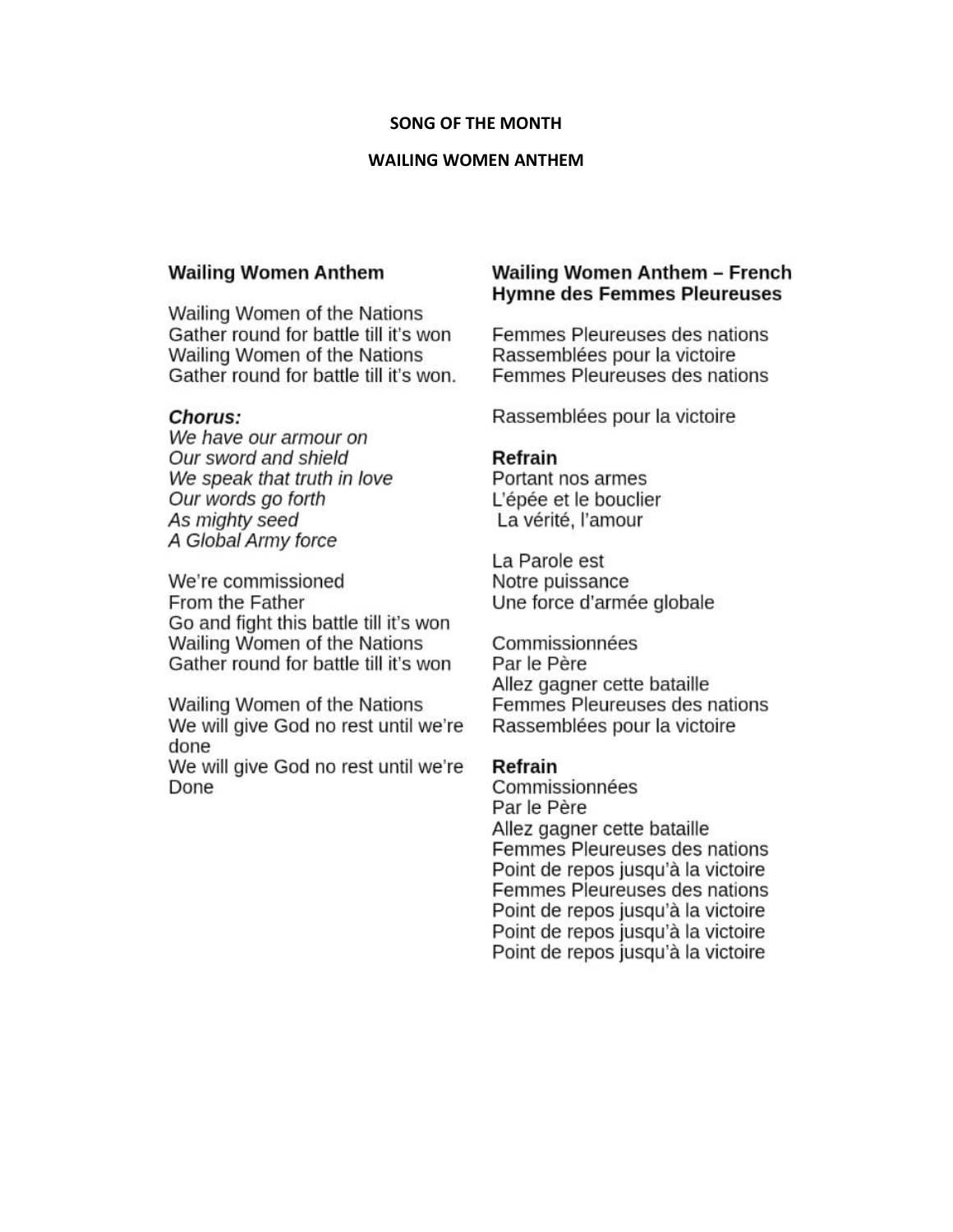**SONG OF THE MONTH**

**WAILING WOMEN ANTHEM**

## Wailing Women Anthem

Wailing Women of the Nations
Gather round for battle till it's won
Wailing Women of the Nations
Gather round for battle till it's won.

***Chorus:***
*We have our armour on*
*Our sword and shield*
*We speak that truth in love*
*Our words go forth*
*As mighty seed*
*A Global Army force*

We're commissioned
From the Father
Go and fight this battle till it's won
Wailing Women of the Nations
Gather round for battle till it's won

Wailing Women of the Nations
We will give God no rest until we're done
We will give God no rest until we're Done

## Wailing Women Anthem – French
## Hymne des Femmes Pleureuses

Femmes Pleureuses des nations
Rassemblées pour la victoire
Femmes Pleureuses des nations

Rassemblées pour la victoire

**Refrain**
Portant nos armes
L'épée et le bouclier
La vérité, l'amour

La Parole est
Notre puissance
Une force d'armée globale

Commissionnées
Par le Père
Allez gagner cette bataille
Femmes Pleureuses des nations
Rassemblées pour la victoire

**Refrain**
Commissionnées
Par le Père
Allez gagner cette bataille
Femmes Pleureuses des nations
Point de repos jusqu'à la victoire
Femmes Pleureuses des nations
Point de repos jusqu'à la victoire
Point de repos jusqu'à la victoire
Point de repos jusqu'à la victoire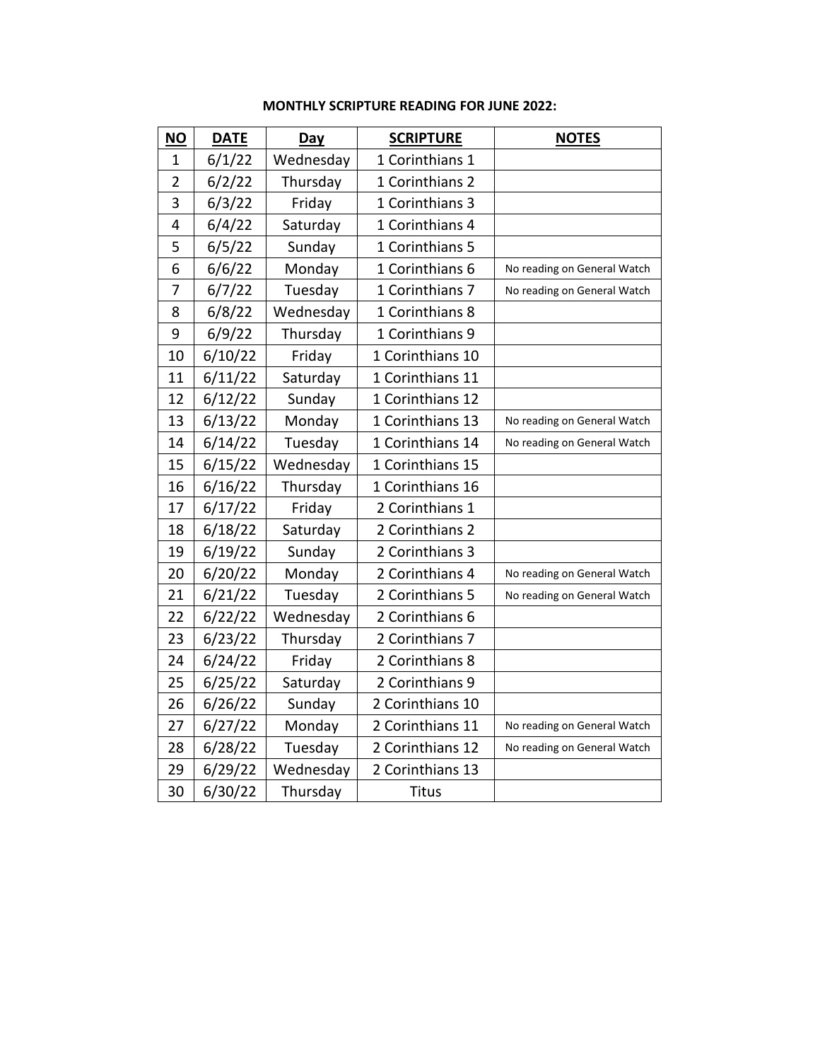**MONTHLY SCRIPTURE READING FOR JUNE 2022:**

| NO | DATE | Day | SCRIPTURE | NOTES |
|---|---|---|---|---|
| 1 | 6/1/22 | Wednesday | 1 Corinthians 1 | |
| 2 | 6/2/22 | Thursday | 1 Corinthians 2 | |
| 3 | 6/3/22 | Friday | 1 Corinthians 3 | |
| 4 | 6/4/22 | Saturday | 1 Corinthians 4 | |
| 5 | 6/5/22 | Sunday | 1 Corinthians 5 | |
| 6 | 6/6/22 | Monday | 1 Corinthians 6 | No reading on General Watch |
| 7 | 6/7/22 | Tuesday | 1 Corinthians 7 | No reading on General Watch |
| 8 | 6/8/22 | Wednesday | 1 Corinthians 8 | |
| 9 | 6/9/22 | Thursday | 1 Corinthians 9 | |
| 10 | 6/10/22 | Friday | 1 Corinthians 10 | |
| 11 | 6/11/22 | Saturday | 1 Corinthians 11 | |
| 12 | 6/12/22 | Sunday | 1 Corinthians 12 | |
| 13 | 6/13/22 | Monday | 1 Corinthians 13 | No reading on General Watch |
| 14 | 6/14/22 | Tuesday | 1 Corinthians 14 | No reading on General Watch |
| 15 | 6/15/22 | Wednesday | 1 Corinthians 15 | |
| 16 | 6/16/22 | Thursday | 1 Corinthians 16 | |
| 17 | 6/17/22 | Friday | 2 Corinthians 1 | |
| 18 | 6/18/22 | Saturday | 2 Corinthians 2 | |
| 19 | 6/19/22 | Sunday | 2 Corinthians 3 | |
| 20 | 6/20/22 | Monday | 2 Corinthians 4 | No reading on General Watch |
| 21 | 6/21/22 | Tuesday | 2 Corinthians 5 | No reading on General Watch |
| 22 | 6/22/22 | Wednesday | 2 Corinthians 6 | |
| 23 | 6/23/22 | Thursday | 2 Corinthians 7 | |
| 24 | 6/24/22 | Friday | 2 Corinthians 8 | |
| 25 | 6/25/22 | Saturday | 2 Corinthians 9 | |
| 26 | 6/26/22 | Sunday | 2 Corinthians 10 | |
| 27 | 6/27/22 | Monday | 2 Corinthians 11 | No reading on General Watch |
| 28 | 6/28/22 | Tuesday | 2 Corinthians 12 | No reading on General Watch |
| 29 | 6/29/22 | Wednesday | 2 Corinthians 13 | |
| 30 | 6/30/22 | Thursday | Titus | |